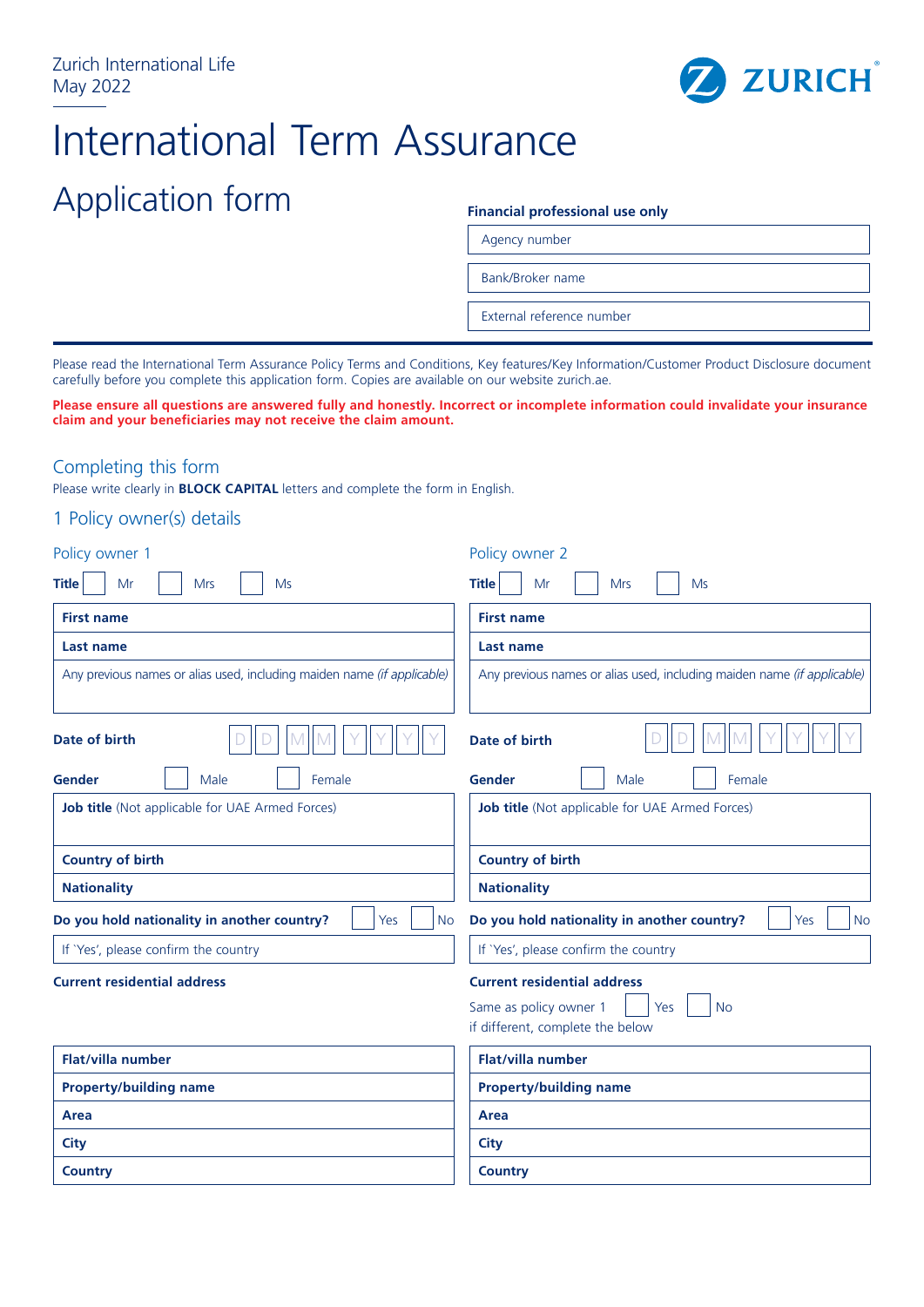Zurich International Life
May 2022

ZURICH

# International Term Assurance

## Application form

**Financial professional use only**

| |
|---|
| Agency number |
| Bank/Broker name |
| External reference number |

Please read the International Term Assurance Policy Terms and Conditions, Key features/Key Information/Customer Product Disclosure document carefully before you complete this application form. Copies are available on our website zurich.ae.

**Please ensure all questions are answered fully and honestly. Incorrect or incomplete information could invalidate your insurance claim and your beneficiaries may not receive the claim amount.**

## Completing this form

Please write clearly in **BLOCK CAPITAL** letters and complete the form in English.

## 1 Policy owner(s) details

### Policy owner 1

**Title** ☐ Mr ☐ Mrs ☐ Ms

| |
|---|
| **First name** |
| **Last name** |
| Any previous names or alias used, including maiden name *(if applicable)* |

**Date of birth** D D M M Y Y Y Y

**Gender** ☐ Male ☐ Female

| |
|---|
| **Job title** (Not applicable for UAE Armed Forces) |
| **Country of birth** |
| **Nationality** |

**Do you hold nationality in another country?** ☐ Yes ☐ No

| |
|---|
| If `Yes', please confirm the country |

**Current residential address**

| |
|---|
| **Flat/villa number** |
| **Property/building name** |
| **Area** |
| **City** |
| **Country** |

### Policy owner 2

**Title** ☐ Mr ☐ Mrs ☐ Ms

| |
|---|
| **First name** |
| **Last name** |
| Any previous names or alias used, including maiden name *(if applicable)* |

**Date of birth** D D M M Y Y Y Y

**Gender** ☐ Male ☐ Female

| |
|---|
| **Job title** (Not applicable for UAE Armed Forces) |
| **Country of birth** |
| **Nationality** |

**Do you hold nationality in another country?** ☐ Yes ☐ No

| |
|---|
| If `Yes', please confirm the country |

**Current residential address**

Same as policy owner 1 ☐ Yes ☐ No
if different, complete the below

| |
|---|
| **Flat/villa number** |
| **Property/building name** |
| **Area** |
| **City** |
| **Country** |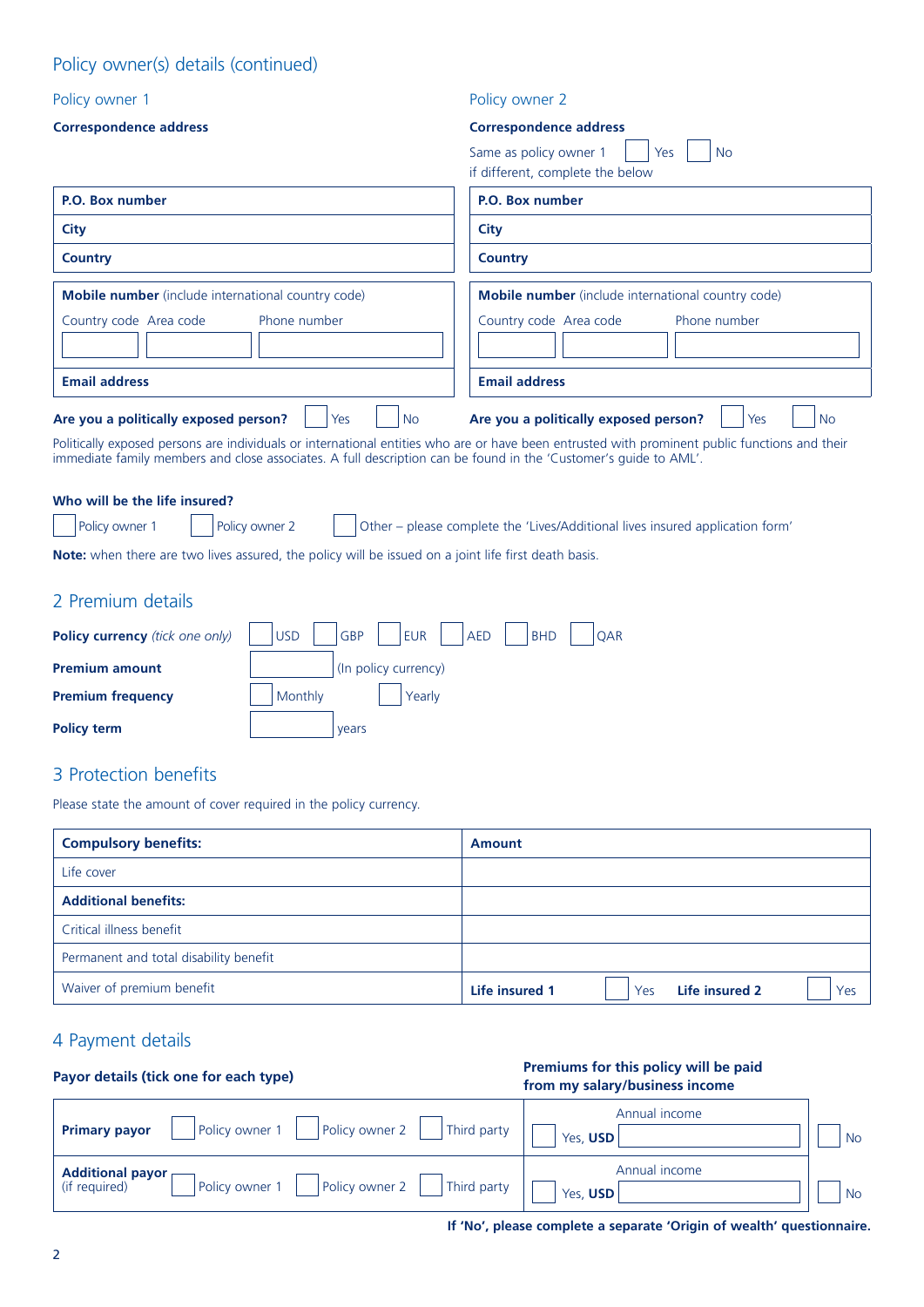## Policy owner(s) details (continued)

### Policy owner 1

**Correspondence address**

| |
|---|
| **P.O. Box number** |
| **City** |
| **Country** |

**Mobile number** (include international country code)

Country code ☐ Area code ☐ Phone number ☐

**Email address**

**Are you a politically exposed person?** ☐ Yes ☐ No

### Policy owner 2

**Correspondence address**

Same as policy owner 1 ☐ Yes ☐ No
if different, complete the below

| |
|---|
| **P.O. Box number** |
| **City** |
| **Country** |

**Mobile number** (include international country code)

Country code ☐ Area code ☐ Phone number ☐

**Email address**

**Are you a politically exposed person?** ☐ Yes ☐ No

Politically exposed persons are individuals or international entities who are or have been entrusted with prominent public functions and their immediate family members and close associates. A full description can be found in the 'Customer's guide to AML'.

**Who will be the life insured?**

☐ Policy owner 1 ☐ Policy owner 2 ☐ Other – please complete the 'Lives/Additional lives insured application form'

**Note:** when there are two lives assured, the policy will be issued on a joint life first death basis.

## 2 Premium details

**Policy currency** *(tick one only)* ☐ USD ☐ GBP ☐ EUR ☐ AED ☐ BHD ☐ QAR

**Premium amount** ☐ (In policy currency)

**Premium frequency** ☐ Monthly ☐ Yearly

**Policy term** ☐ years

## 3 Protection benefits

Please state the amount of cover required in the policy currency.

| **Compulsory benefits:** | **Amount** |
|---|---|
| Life cover | |
| **Additional benefits:** | |
| Critical illness benefit | |
| Permanent and total disability benefit | |
| Waiver of premium benefit | **Life insured 1** ☐ Yes **Life insured 2** ☐ Yes |

## 4 Payment details

| **Payor details (tick one for each type)** | **Premiums for this policy will be paid from my salary/business income** | |
|---|---|---|
| **Primary payor** ☐ Policy owner 1 ☐ Policy owner 2 ☐ Third party | Annual income ☐ Yes, **USD** | ☐ No |
| **Additional payor** (if required) ☐ Policy owner 1 ☐ Policy owner 2 ☐ Third party | Annual income ☐ Yes, **USD** | ☐ No |

**If 'No', please complete a separate 'Origin of wealth' questionnaire.**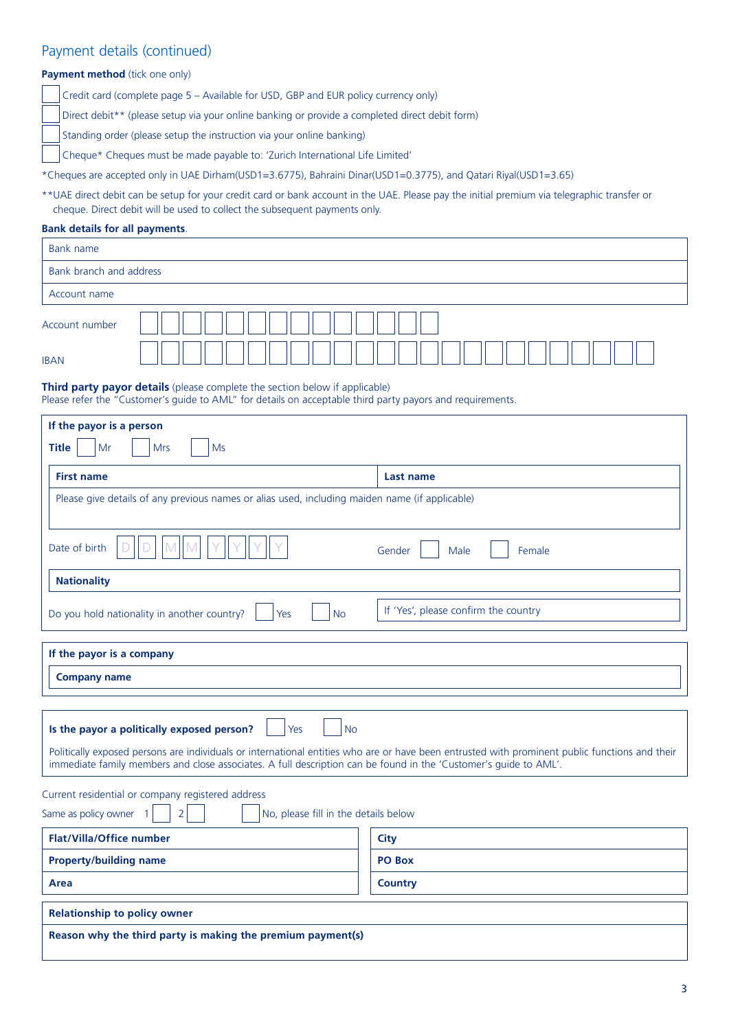## Payment details (continued)

**Payment method** (tick one only)

- ☐ Credit card (complete page 5 – Available for USD, GBP and EUR policy currency only)
- ☐ Direct debit** (please setup via your online banking or provide a completed direct debit form)
- ☐ Standing order (please setup the instruction via your online banking)
- ☐ Cheque* Cheques must be made payable to: 'Zurich International Life Limited'

*Cheques are accepted only in UAE Dirham(USD1=3.6775), Bahraini Dinar(USD1=0.3775), and Qatari Riyal(USD1=3.65)

**UAE direct debit can be setup for your credit card or bank account in the UAE. Please pay the initial premium via telegraphic transfer or cheque. Direct debit will be used to collect the subsequent payments only.

**Bank details for all payments**.

| |
|---|
| Bank name |
| Bank branch and address |
| Account name |

Account number ☐☐☐☐☐☐☐☐☐☐☐☐☐☐

IBAN ☐☐☐☐☐☐☐☐☐☐☐☐☐☐☐☐☐☐☐☐☐☐☐☐

**Third party payor details** (please complete the section below if applicable)
Please refer the "Customer's guide to AML" for details on acceptable third party payors and requirements.

**If the payor is a person**

**Title** ☐ Mr ☐ Mrs ☐ Ms

| | |
|---|---|
| **First name** | **Last name** |
| Please give details of any previous names or alias used, including maiden name (if applicable) | |

Date of birth D D M M Y Y Y Y     Gender ☐ Male ☐ Female

**Nationality**

Do you hold nationality in another country? ☐ Yes ☐ No     If 'Yes', please confirm the country

**If the payor is a company**

**Company name**

**Is the payor a politically exposed person?** ☐ Yes ☐ No

Politically exposed persons are individuals or international entities who are or have been entrusted with prominent public functions and their immediate family members and close associates. A full description can be found in the 'Customer's guide to AML'.

Current residential or company registered address

Same as policy owner 1 ☐ 2 ☐     ☐ No, please fill in the details below

| | |
|---|---|
| **Flat/Villa/Office number** | **City** |
| **Property/building name** | **PO Box** |
| **Area** | **Country** |

| |
|---|
| **Relationship to policy owner** |
| **Reason why the third party is making the premium payment(s)** |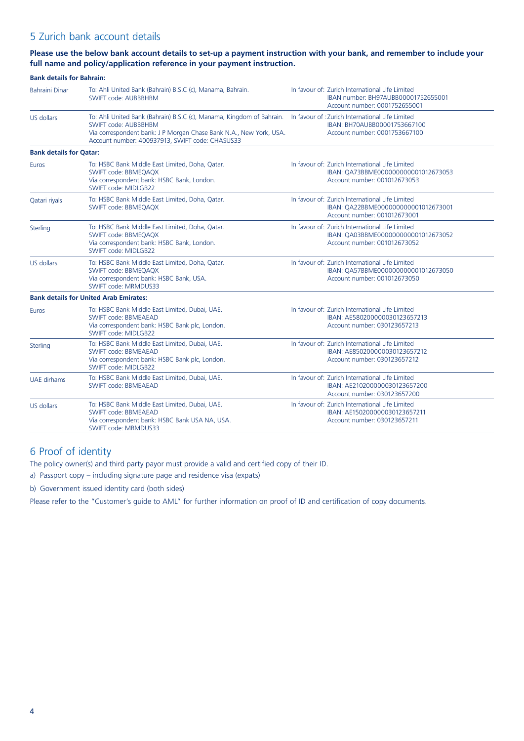## 5 Zurich bank account details

**Please use the below bank account details to set-up a payment instruction with your bank, and remember to include your full name and policy/application reference in your payment instruction.**

| | | |
|---|---|---|
| **Bank details for Bahrain:** | | |
| Bahraini Dinar | To: Ahli United Bank (Bahrain) B.S.C (c), Manama, Bahrain.<br>SWIFT code: AUBBBHBM | In favour of: Zurich International Life Limited<br>IBAN number: BH97AUBB00001752655001<br>Account number: 0001752655001 |
| US dollars | To: Ahli United Bank (Bahrain) B.S.C (c), Manama, Kingdom of Bahrain.<br>SWIFT code: AUBBBHBM<br>Via correspondent bank: J P Morgan Chase Bank N.A., New York, USA.<br>Account number: 400937913, SWIFT code: CHASUS33 | In favour of :Zurich International Life Limited<br>IBAN: BH70AUBB00001753667100<br>Account number: 0001753667100 |
| **Bank details for Qatar:** | | |
| Euros | To: HSBC Bank Middle East Limited, Doha, Qatar.<br>SWIFT code: BBMEQAQX<br>Via correspondent bank: HSBC Bank, London.<br>SWIFT code: MIDLGB22 | In favour of: Zurich International Life Limited<br>IBAN: QA73BBME000000000001012673053<br>Account number: 001012673053 |
| Qatari riyals | To: HSBC Bank Middle East Limited, Doha, Qatar.<br>SWIFT code: BBMEQAQX | In favour of: Zurich International Life Limited<br>IBAN: QA22BBME000000000001012673001<br>Account number: 001012673001 |
| Sterling | To: HSBC Bank Middle East Limited, Doha, Qatar.<br>SWIFT code: BBMEQAQX<br>Via correspondent bank: HSBC Bank, London.<br>SWIFT code: MIDLGB22 | In favour of: Zurich International Life Limited<br>IBAN: QA03BBME000000000001012673052<br>Account number: 001012673052 |
| US dollars | To: HSBC Bank Middle East Limited, Doha, Qatar.<br>SWIFT code: BBMEQAQX<br>Via correspondent bank: HSBC Bank, USA.<br>SWIFT code: MRMDUS33 | In favour of: Zurich International Life Limited<br>IBAN: QA57BBME000000000001012673050<br>Account number: 001012673050 |
| **Bank details for United Arab Emirates:** | | |
| Euros | To: HSBC Bank Middle East Limited, Dubai, UAE.<br>SWIFT code: BBMEAEAD<br>Via correspondent bank: HSBC Bank plc, London.<br>SWIFT code: MIDLGB22 | In favour of: Zurich International Life Limited<br>IBAN: AE580200000030123657213<br>Account number: 030123657213 |
| Sterling | To: HSBC Bank Middle East Limited, Dubai, UAE.<br>SWIFT code: BBMEAEAD<br>Via correspondent bank: HSBC Bank plc, London.<br>SWIFT code: MIDLGB22 | In favour of: Zurich International Life Limited<br>IBAN: AE850200000030123657212<br>Account number: 030123657212 |
| UAE dirhams | To: HSBC Bank Middle East Limited, Dubai, UAE.<br>SWIFT code: BBMEAEAD | In favour of: Zurich International Life Limited<br>IBAN: AE210200000030123657200<br>Account number: 030123657200 |
| US dollars | To: HSBC Bank Middle East Limited, Dubai, UAE.<br>SWIFT code: BBMEAEAD<br>Via correspondent bank: HSBC Bank USA NA, USA.<br>SWIFT code: MRMDUS33 | In favour of: Zurich International Life Limited<br>IBAN: AE150200000030123657211<br>Account number: 030123657211 |

## 6 Proof of identity

The policy owner(s) and third party payor must provide a valid and certified copy of their ID.

a) Passport copy – including signature page and residence visa (expats)

b) Government issued identity card (both sides)

Please refer to the "Customer's guide to AML" for further information on proof of ID and certification of copy documents.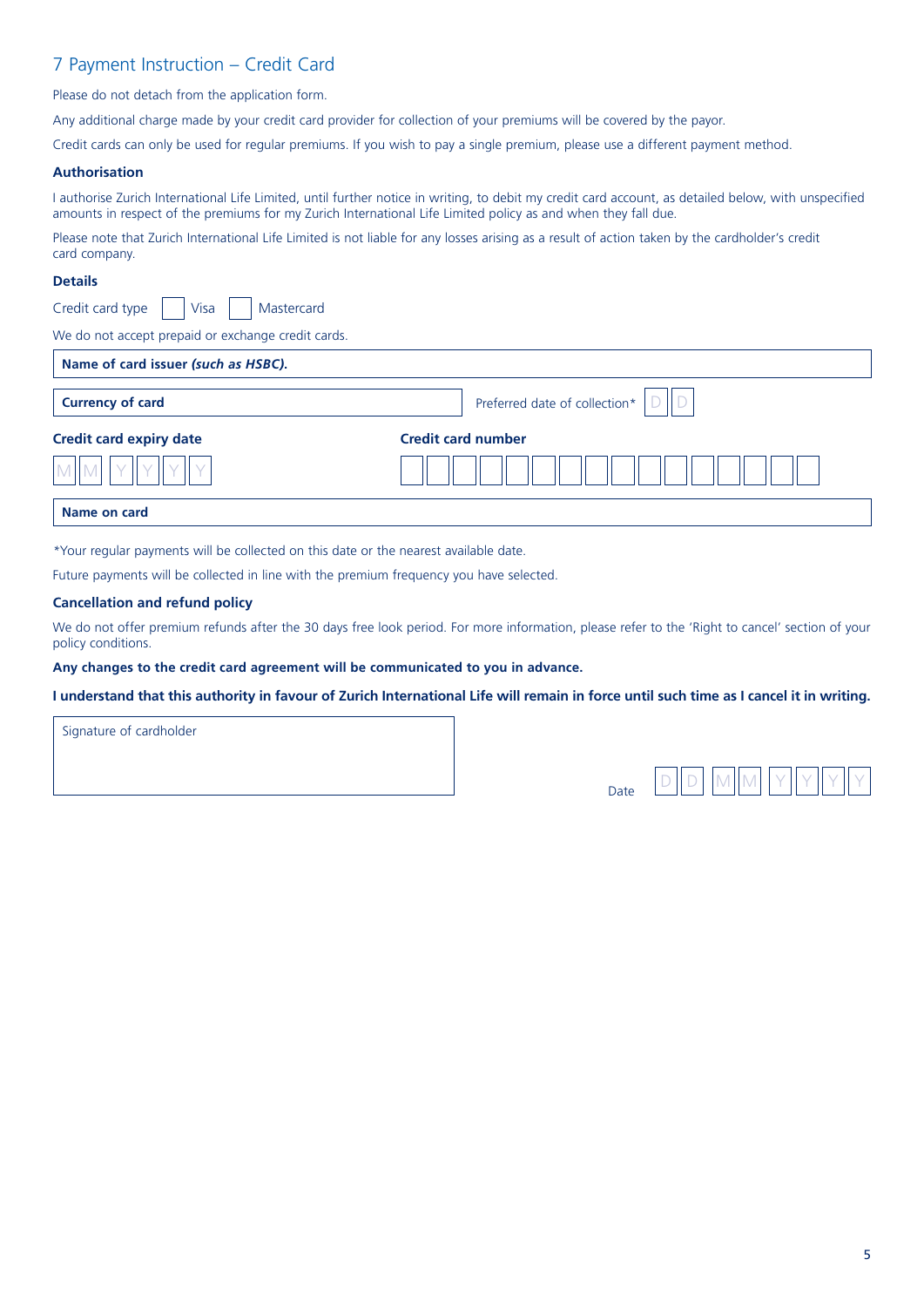## 7 Payment Instruction – Credit Card

Please do not detach from the application form.

Any additional charge made by your credit card provider for collection of your premiums will be covered by the payor.

Credit cards can only be used for regular premiums. If you wish to pay a single premium, please use a different payment method.

### Authorisation

I authorise Zurich International Life Limited, until further notice in writing, to debit my credit card account, as detailed below, with unspecified amounts in respect of the premiums for my Zurich International Life Limited policy as and when they fall due.

Please note that Zurich International Life Limited is not liable for any losses arising as a result of action taken by the cardholder's credit card company.

### Details

Credit card type ☐ Visa ☐ Mastercard

We do not accept prepaid or exchange credit cards.

**Name of card issuer *(such as HSBC)*.**

**Currency of card**

Preferred date of collection* D D

**Credit card expiry date**

M M Y Y Y Y

**Credit card number**

**Name on card**

*Your regular payments will be collected on this date or the nearest available date.

Future payments will be collected in line with the premium frequency you have selected.

### Cancellation and refund policy

We do not offer premium refunds after the 30 days free look period. For more information, please refer to the 'Right to cancel' section of your policy conditions.

**Any changes to the credit card agreement will be communicated to you in advance.**

**I understand that this authority in favour of Zurich International Life will remain in force until such time as I cancel it in writing.**

Signature of cardholder

Date D D M M Y Y Y Y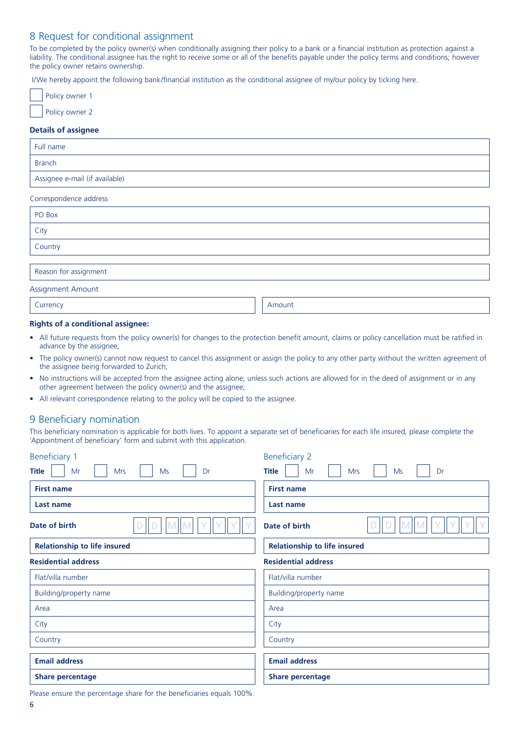## 8 Request for conditional assignment

To be completed by the policy owner(s) when conditionally assigning their policy to a bank or a financial institution as protection against a liability. The conditional assignee has the right to receive some or all of the benefits payable under the policy terms and conditions; however the policy owner retains ownership.

I/We hereby appoint the following bank/financial institution as the conditional assignee of my/our policy by ticking here.

☐ Policy owner 1

☐ Policy owner 2

**Details of assignee**

| |
|---|
| Full name |
| Branch |
| Assignee e-mail (if available) |

Correspondence address

| |
|---|
| PO Box |
| City |
| Country |

| |
|---|
| Reason for assignment |

Assignment Amount

| | |
|---|---|
| Currency | Amount |

**Rights of a conditional assignee:**

- All future requests from the policy owner(s) for changes to the protection benefit amount, claims or policy cancellation must be ratified in advance by the assignee;
- The policy owner(s) cannot now request to cancel this assignment or assign the policy to any other party without the written agreement of the assignee being forwarded to Zurich;
- No instructions will be accepted from the assignee acting alone; unless such actions are allowed for in the deed of assignment or in any other agreement between the policy owner(s) and the assignee;
- All relevant correspondence relating to the policy will be copied to the assignee.

## 9 Beneficiary nomination

This beneficiary nomination is applicable for both lives. To appoint a separate set of beneficiaries for each life insured, please complete the 'Appointment of beneficiary' form and submit with this application.

| Beneficiary 1 | Beneficiary 2 |
|---|---|
| **Title** ☐ Mr ☐ Mrs ☐ Ms ☐ Dr | **Title** ☐ Mr ☐ Mrs ☐ Ms ☐ Dr |
| **First name** | **First name** |
| **Last name** | **Last name** |
| **Date of birth** D D M M Y Y Y Y | **Date of birth** D D M M Y Y Y Y |
| **Relationship to life insured** | **Relationship to life insured** |
| **Residential address** | **Residential address** |
| Flat/villa number | Flat/villa number |
| Building/property name | Building/property name |
| Area | Area |
| City | City |
| Country | Country |
| **Email address** | **Email address** |
| **Share percentage** | **Share percentage** |

Please ensure the percentage share for the beneficiaries equals 100%.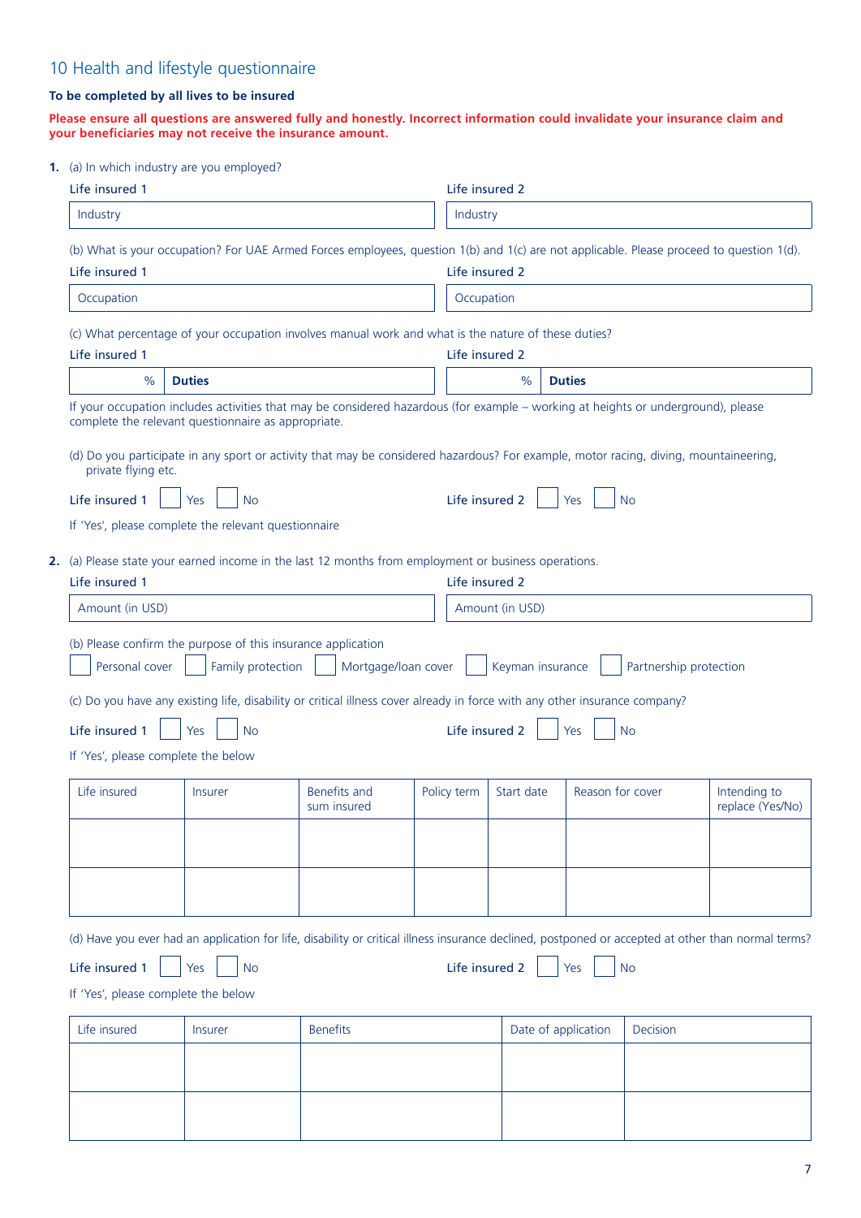## 10 Health and lifestyle questionnaire

**To be completed by all lives to be insured**

**Please ensure all questions are answered fully and honestly. Incorrect information could invalidate your insurance claim and your beneficiaries may not receive the insurance amount.**

**1.** (a) In which industry are you employed?

| Life insured 1 | Life insured 2 |
|---|---|
| Industry | Industry |

(b) What is your occupation? For UAE Armed Forces employees, question 1(b) and 1(c) are not applicable. Please proceed to question 1(d).

| Life insured 1 | Life insured 2 |
|---|---|
| Occupation | Occupation |

(c) What percentage of your occupation involves manual work and what is the nature of these duties?

| Life insured 1 | | Life insured 2 | |
|---|---|---|---|
| % | **Duties** | % | **Duties** |

If your occupation includes activities that may be considered hazardous (for example – working at heights or underground), please complete the relevant questionnaire as appropriate.

(d) Do you participate in any sport or activity that may be considered hazardous? For example, motor racing, diving, mountaineering, private flying etc.

Life insured 1 ☐ Yes ☐ No  Life insured 2 ☐ Yes ☐ No

If 'Yes', please complete the relevant questionnaire

**2.** (a) Please state your earned income in the last 12 months from employment or business operations.

| Life insured 1 | Life insured 2 |
|---|---|
| Amount (in USD) | Amount (in USD) |

(b) Please confirm the purpose of this insurance application

☐ Personal cover ☐ Family protection ☐ Mortgage/loan cover ☐ Keyman insurance ☐ Partnership protection

(c) Do you have any existing life, disability or critical illness cover already in force with any other insurance company?

Life insured 1 ☐ Yes ☐ No  Life insured 2 ☐ Yes ☐ No

If 'Yes', please complete the below

| Life insured | Insurer | Benefits and sum insured | Policy term | Start date | Reason for cover | Intending to replace (Yes/No) |
|---|---|---|---|---|---|---|
| | | | | | | |
| | | | | | | |

(d) Have you ever had an application for life, disability or critical illness insurance declined, postponed or accepted at other than normal terms?

Life insured 1 ☐ Yes ☐ No  Life insured 2 ☐ Yes ☐ No

If 'Yes', please complete the below

| Life insured | Insurer | Benefits | Date of application | Decision |
|---|---|---|---|---|
| | | | | |
| | | | | |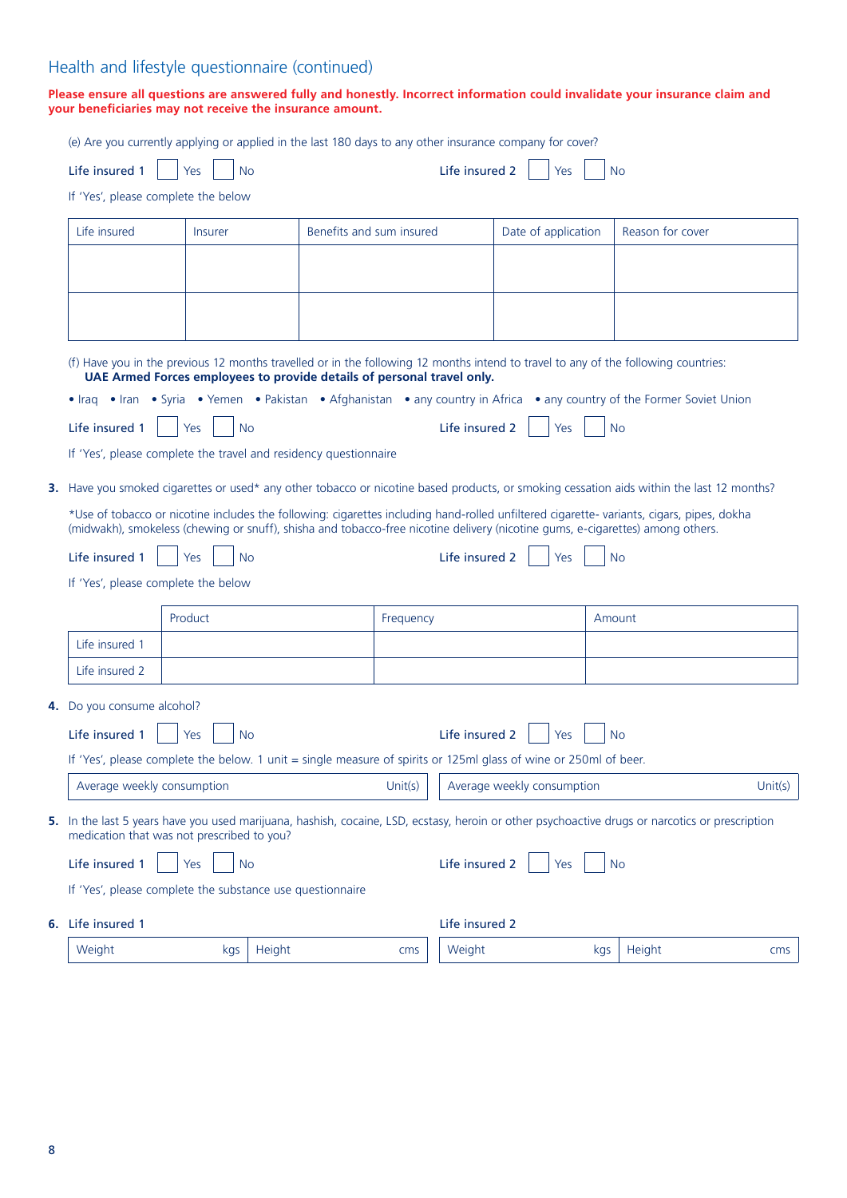## Health and lifestyle questionnaire (continued)

**Please ensure all questions are answered fully and honestly. Incorrect information could invalidate your insurance claim and your beneficiaries may not receive the insurance amount.**

(e) Are you currently applying or applied in the last 180 days to any other insurance company for cover?

**Life insured 1** ☐ Yes ☐ No **Life insured 2** ☐ Yes ☐ No

If 'Yes', please complete the below

| Life insured | Insurer | Benefits and sum insured | Date of application | Reason for cover |
|---|---|---|---|---|
| | | | | |
| | | | | |

(f) Have you in the previous 12 months travelled or in the following 12 months intend to travel to any of the following countries:
**UAE Armed Forces employees to provide details of personal travel only.**

- Iraq • Iran • Syria • Yemen • Pakistan • Afghanistan • any country in Africa • any country of the Former Soviet Union

**Life insured 1** ☐ Yes ☐ No **Life insured 2** ☐ Yes ☐ No

If 'Yes', please complete the travel and residency questionnaire

**3.** Have you smoked cigarettes or used* any other tobacco or nicotine based products, or smoking cessation aids within the last 12 months?

*Use of tobacco or nicotine includes the following: cigarettes including hand-rolled unfiltered cigarette- variants, cigars, pipes, dokha (midwakh), smokeless (chewing or snuff), shisha and tobacco-free nicotine delivery (nicotine gums, e-cigarettes) among others.

**Life insured 1** ☐ Yes ☐ No **Life insured 2** ☐ Yes ☐ No

If 'Yes', please complete the below

| | Product | Frequency | Amount |
|---|---|---|---|
| Life insured 1 | | | |
| Life insured 2 | | | |

**4.** Do you consume alcohol?

**Life insured 1** ☐ Yes ☐ No **Life insured 2** ☐ Yes ☐ No

If 'Yes', please complete the below. 1 unit = single measure of spirits or 125ml glass of wine or 250ml of beer.

| Average weekly consumption Unit(s) | Average weekly consumption Unit(s) |
|---|---|

**5.** In the last 5 years have you used marijuana, hashish, cocaine, LSD, ecstasy, heroin or other psychoactive drugs or narcotics or prescription medication that was not prescribed to you?

**Life insured 1** ☐ Yes ☐ No **Life insured 2** ☐ Yes ☐ No

If 'Yes', please complete the substance use questionnaire

**6.** Life insured 1 | Life insured 2

| Weight kgs | Height cms | Weight kgs | Height cms |
|---|---|---|---|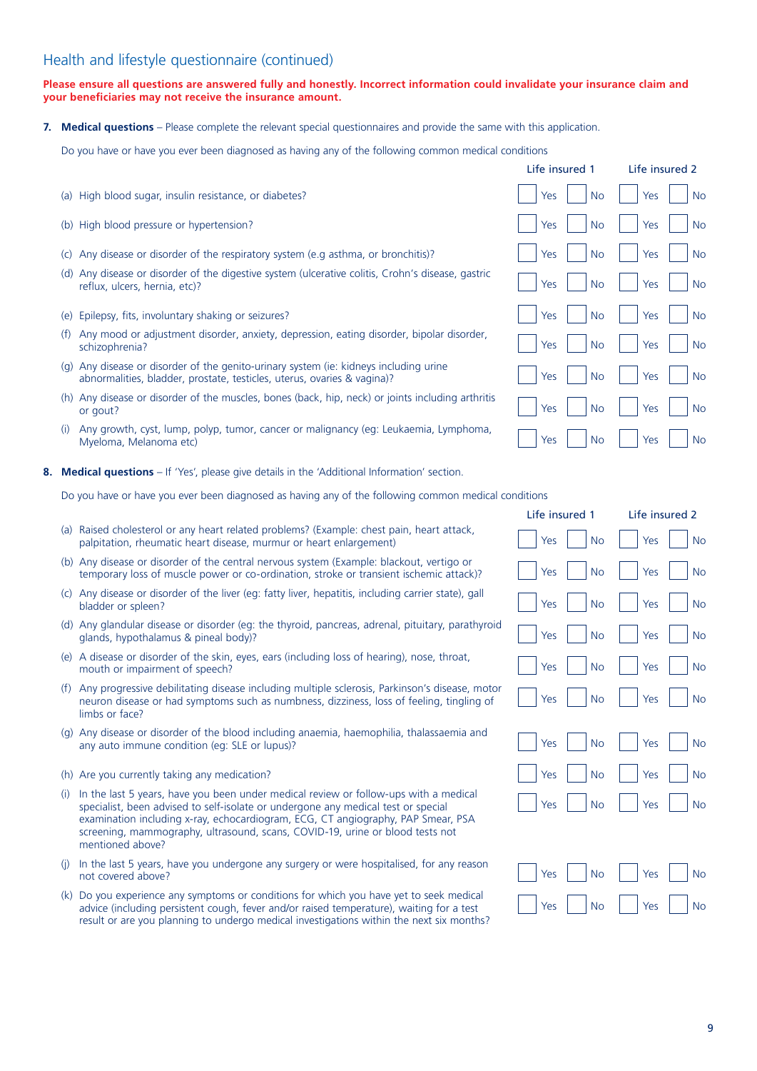## Health and lifestyle questionnaire (continued)

**Please ensure all questions are answered fully and honestly. Incorrect information could invalidate your insurance claim and your beneficiaries may not receive the insurance amount.**

**7. Medical questions** – Please complete the relevant special questionnaires and provide the same with this application.

Do you have or have you ever been diagnosed as having any of the following common medical conditions

| | Life insured 1 | | Life insured 2 | |
|---|---|---|---|---|
| (a) High blood sugar, insulin resistance, or diabetes? | ☐ Yes | ☐ No | ☐ Yes | ☐ No |
| (b) High blood pressure or hypertension? | ☐ Yes | ☐ No | ☐ Yes | ☐ No |
| (c) Any disease or disorder of the respiratory system (e.g asthma, or bronchitis)? | ☐ Yes | ☐ No | ☐ Yes | ☐ No |
| (d) Any disease or disorder of the digestive system (ulcerative colitis, Crohn's disease, gastric reflux, ulcers, hernia, etc)? | ☐ Yes | ☐ No | ☐ Yes | ☐ No |
| (e) Epilepsy, fits, involuntary shaking or seizures? | ☐ Yes | ☐ No | ☐ Yes | ☐ No |
| (f) Any mood or adjustment disorder, anxiety, depression, eating disorder, bipolar disorder, schizophrenia? | ☐ Yes | ☐ No | ☐ Yes | ☐ No |
| (g) Any disease or disorder of the genito-urinary system (ie: kidneys including urine abnormalities, bladder, prostate, testicles, uterus, ovaries & vagina)? | ☐ Yes | ☐ No | ☐ Yes | ☐ No |
| (h) Any disease or disorder of the muscles, bones (back, hip, neck) or joints including arthritis or gout? | ☐ Yes | ☐ No | ☐ Yes | ☐ No |
| (i) Any growth, cyst, lump, polyp, tumor, cancer or malignancy (eg: Leukaemia, Lymphoma, Myeloma, Melanoma etc) | ☐ Yes | ☐ No | ☐ Yes | ☐ No |

**8. Medical questions** – If 'Yes', please give details in the 'Additional Information' section.

Do you have or have you ever been diagnosed as having any of the following common medical conditions

| | Life insured 1 | | Life insured 2 | |
|---|---|---|---|---|
| (a) Raised cholesterol or any heart related problems? (Example: chest pain, heart attack, palpitation, rheumatic heart disease, murmur or heart enlargement) | ☐ Yes | ☐ No | ☐ Yes | ☐ No |
| (b) Any disease or disorder of the central nervous system (Example: blackout, vertigo or temporary loss of muscle power or co-ordination, stroke or transient ischemic attack)? | ☐ Yes | ☐ No | ☐ Yes | ☐ No |
| (c) Any disease or disorder of the liver (eg: fatty liver, hepatitis, including carrier state), gall bladder or spleen? | ☐ Yes | ☐ No | ☐ Yes | ☐ No |
| (d) Any glandular disease or disorder (eg: the thyroid, pancreas, adrenal, pituitary, parathyroid glands, hypothalamus & pineal body)? | ☐ Yes | ☐ No | ☐ Yes | ☐ No |
| (e) A disease or disorder of the skin, eyes, ears (including loss of hearing), nose, throat, mouth or impairment of speech? | ☐ Yes | ☐ No | ☐ Yes | ☐ No |
| (f) Any progressive debilitating disease including multiple sclerosis, Parkinson's disease, motor neuron disease or had symptoms such as numbness, dizziness, loss of feeling, tingling of limbs or face? | ☐ Yes | ☐ No | ☐ Yes | ☐ No |
| (g) Any disease or disorder of the blood including anaemia, haemophilia, thalassaemia and any auto immune condition (eg: SLE or lupus)? | ☐ Yes | ☐ No | ☐ Yes | ☐ No |
| (h) Are you currently taking any medication? | ☐ Yes | ☐ No | ☐ Yes | ☐ No |
| (i) In the last 5 years, have you been under medical review or follow-ups with a medical specialist, been advised to self-isolate or undergone any medical test or special examination including x-ray, echocardiogram, ECG, CT angiography, PAP Smear, PSA screening, mammography, ultrasound, scans, COVID-19, urine or blood tests not mentioned above? | ☐ Yes | ☐ No | ☐ Yes | ☐ No |
| (j) In the last 5 years, have you undergone any surgery or were hospitalised, for any reason not covered above? | ☐ Yes | ☐ No | ☐ Yes | ☐ No |
| (k) Do you experience any symptoms or conditions for which you have yet to seek medical advice (including persistent cough, fever and/or raised temperature), waiting for a test result or are you planning to undergo medical investigations within the next six months? | ☐ Yes | ☐ No | ☐ Yes | ☐ No |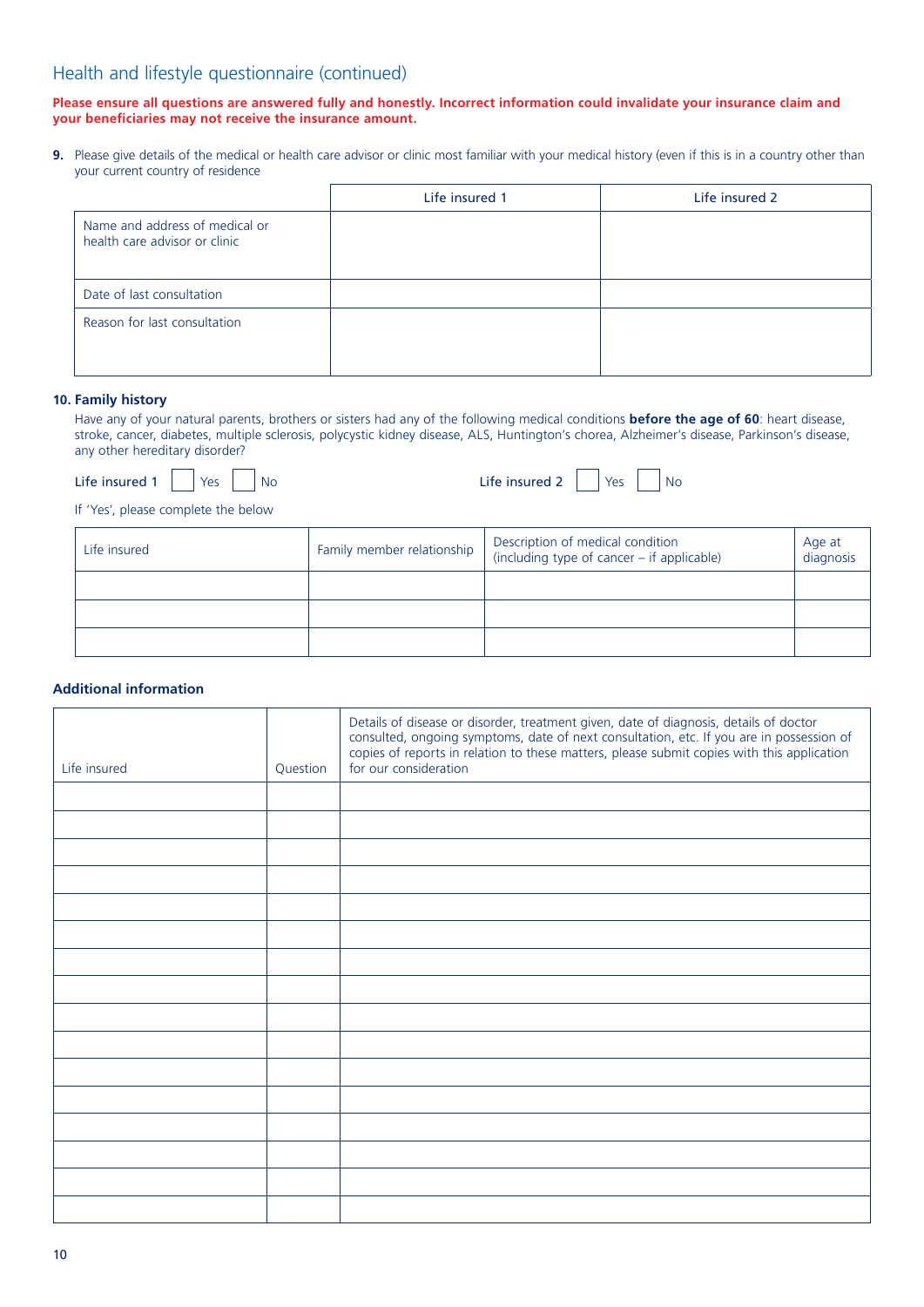## Health and lifestyle questionnaire (continued)

**Please ensure all questions are answered fully and honestly. Incorrect information could invalidate your insurance claim and your beneficiaries may not receive the insurance amount.**

**9.** Please give details of the medical or health care advisor or clinic most familiar with your medical history (even if this is in a country other than your current country of residence

| | Life insured 1 | Life insured 2 |
|---|---|---|
| Name and address of medical or health care advisor or clinic | | |
| Date of last consultation | | |
| Reason for last consultation | | |

**10. Family history**

Have any of your natural parents, brothers or sisters had any of the following medical conditions **before the age of 60**: heart disease, stroke, cancer, diabetes, multiple sclerosis, polycystic kidney disease, ALS, Huntington's chorea, Alzheimer's disease, Parkinson's disease, any other hereditary disorder?

Life insured 1 ☐ Yes ☐ No     Life insured 2 ☐ Yes ☐ No

If 'Yes', please complete the below

| Life insured | Family member relationship | Description of medical condition (including type of cancer – if applicable) | Age at diagnosis |
|---|---|---|---|
| | | | |
| | | | |
| | | | |

### Additional information

| Life insured | Question | Details of disease or disorder, treatment given, date of diagnosis, details of doctor consulted, ongoing symptoms, date of next consultation, etc. If you are in possession of copies of reports in relation to these matters, please submit copies with this application for our consideration |
|---|---|---|
| | | |
| | | |
| | | |
| | | |
| | | |
| | | |
| | | |
| | | |
| | | |
| | | |
| | | |
| | | |
| | | |
| | | |
| | | |
| | | |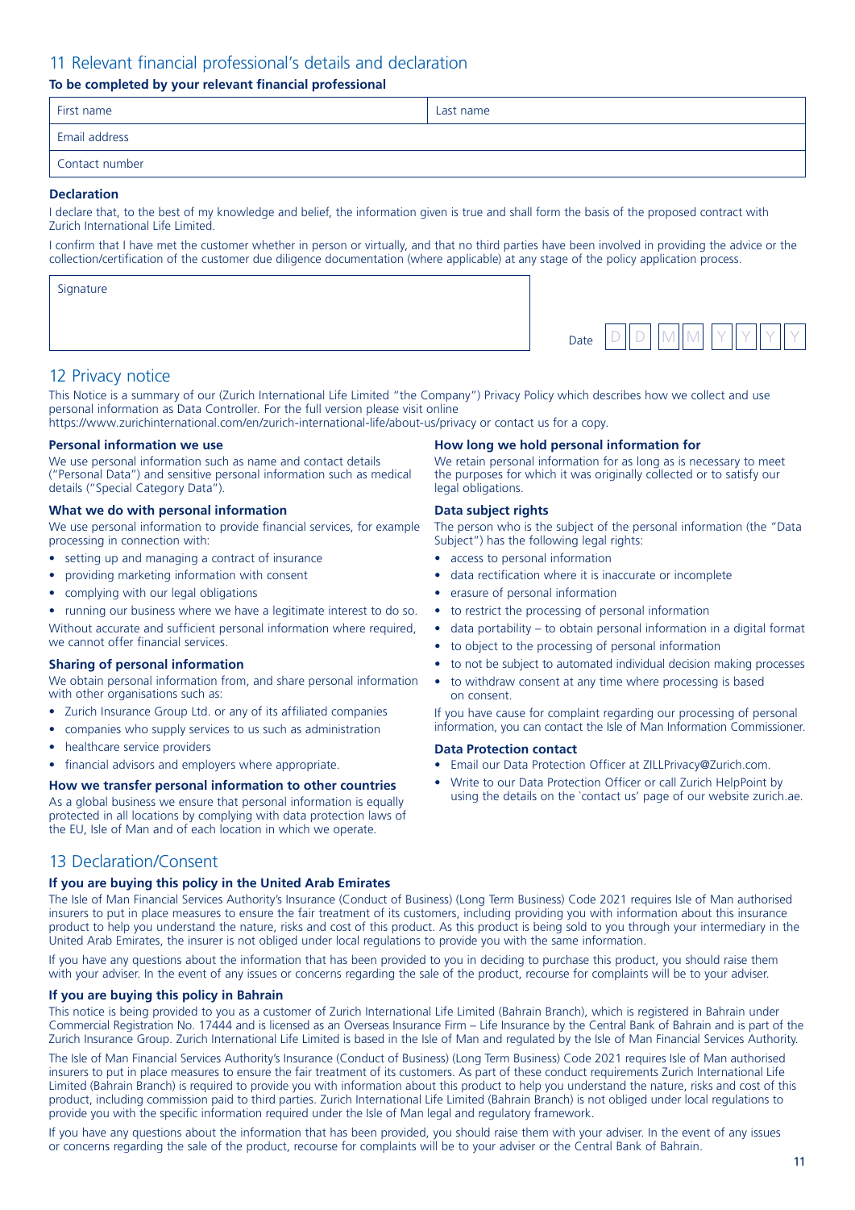## 11 Relevant financial professional's details and declaration

**To be completed by your relevant financial professional**

| | |
|---|---|
| First name | Last name |
| Email address | |
| Contact number | |

**Declaration**

I declare that, to the best of my knowledge and belief, the information given is true and shall form the basis of the proposed contract with Zurich International Life Limited.

I confirm that I have met the customer whether in person or virtually, and that no third parties have been involved in providing the advice or the collection/certification of the customer due diligence documentation (where applicable) at any stage of the policy application process.

| | |
|---|---|
| Signature | Date D D M M Y Y Y Y |

## 12 Privacy notice

This Notice is a summary of our (Zurich International Life Limited "the Company") Privacy Policy which describes how we collect and use personal information as Data Controller. For the full version please visit online https://www.zurichinternational.com/en/zurich-international-life/about-us/privacy or contact us for a copy.

**Personal information we use**

We use personal information such as name and contact details ("Personal Data") and sensitive personal information such as medical details ("Special Category Data").

**What we do with personal information**

We use personal information to provide financial services, for example processing in connection with:

- setting up and managing a contract of insurance
- providing marketing information with consent
- complying with our legal obligations
- running our business where we have a legitimate interest to do so.

Without accurate and sufficient personal information where required, we cannot offer financial services.

**Sharing of personal information**

We obtain personal information from, and share personal information with other organisations such as:

- Zurich Insurance Group Ltd. or any of its affiliated companies
- companies who supply services to us such as administration
- healthcare service providers
- financial advisors and employers where appropriate.

**How we transfer personal information to other countries**

As a global business we ensure that personal information is equally protected in all locations by complying with data protection laws of the EU, Isle of Man and of each location in which we operate.

**How long we hold personal information for**

We retain personal information for as long as is necessary to meet the purposes for which it was originally collected or to satisfy our legal obligations.

**Data subject rights**

The person who is the subject of the personal information (the "Data Subject") has the following legal rights:

- access to personal information
- data rectification where it is inaccurate or incomplete
- erasure of personal information
- to restrict the processing of personal information
- data portability – to obtain personal information in a digital format
- to object to the processing of personal information
- to not be subject to automated individual decision making processes
- to withdraw consent at any time where processing is based on consent.

If you have cause for complaint regarding our processing of personal information, you can contact the Isle of Man Information Commissioner.

**Data Protection contact**

- Email our Data Protection Officer at ZILLPrivacy@Zurich.com.
- Write to our Data Protection Officer or call Zurich HelpPoint by using the details on the `contact us' page of our website zurich.ae.

## 13 Declaration/Consent

**If you are buying this policy in the United Arab Emirates**

The Isle of Man Financial Services Authority's Insurance (Conduct of Business) (Long Term Business) Code 2021 requires Isle of Man authorised insurers to put in place measures to ensure the fair treatment of its customers, including providing you with information about this insurance product to help you understand the nature, risks and cost of this product. As this product is being sold to you through your intermediary in the United Arab Emirates, the insurer is not obliged under local regulations to provide you with the same information.

If you have any questions about the information that has been provided to you in deciding to purchase this product, you should raise them with your adviser. In the event of any issues or concerns regarding the sale of the product, recourse for complaints will be to your adviser.

**If you are buying this policy in Bahrain**

This notice is being provided to you as a customer of Zurich International Life Limited (Bahrain Branch), which is registered in Bahrain under Commercial Registration No. 17444 and is licensed as an Overseas Insurance Firm – Life Insurance by the Central Bank of Bahrain and is part of the Zurich Insurance Group. Zurich International Life Limited is based in the Isle of Man and regulated by the Isle of Man Financial Services Authority.

The Isle of Man Financial Services Authority's Insurance (Conduct of Business) (Long Term Business) Code 2021 requires Isle of Man authorised insurers to put in place measures to ensure the fair treatment of its customers. As part of these conduct requirements Zurich International Life Limited (Bahrain Branch) is required to provide you with information about this product to help you understand the nature, risks and cost of this product, including commission paid to third parties. Zurich International Life Limited (Bahrain Branch) is not obliged under local regulations to provide you with the specific information required under the Isle of Man legal and regulatory framework.

If you have any questions about the information that has been provided, you should raise them with your adviser. In the event of any issues or concerns regarding the sale of the product, recourse for complaints will be to your adviser or the Central Bank of Bahrain.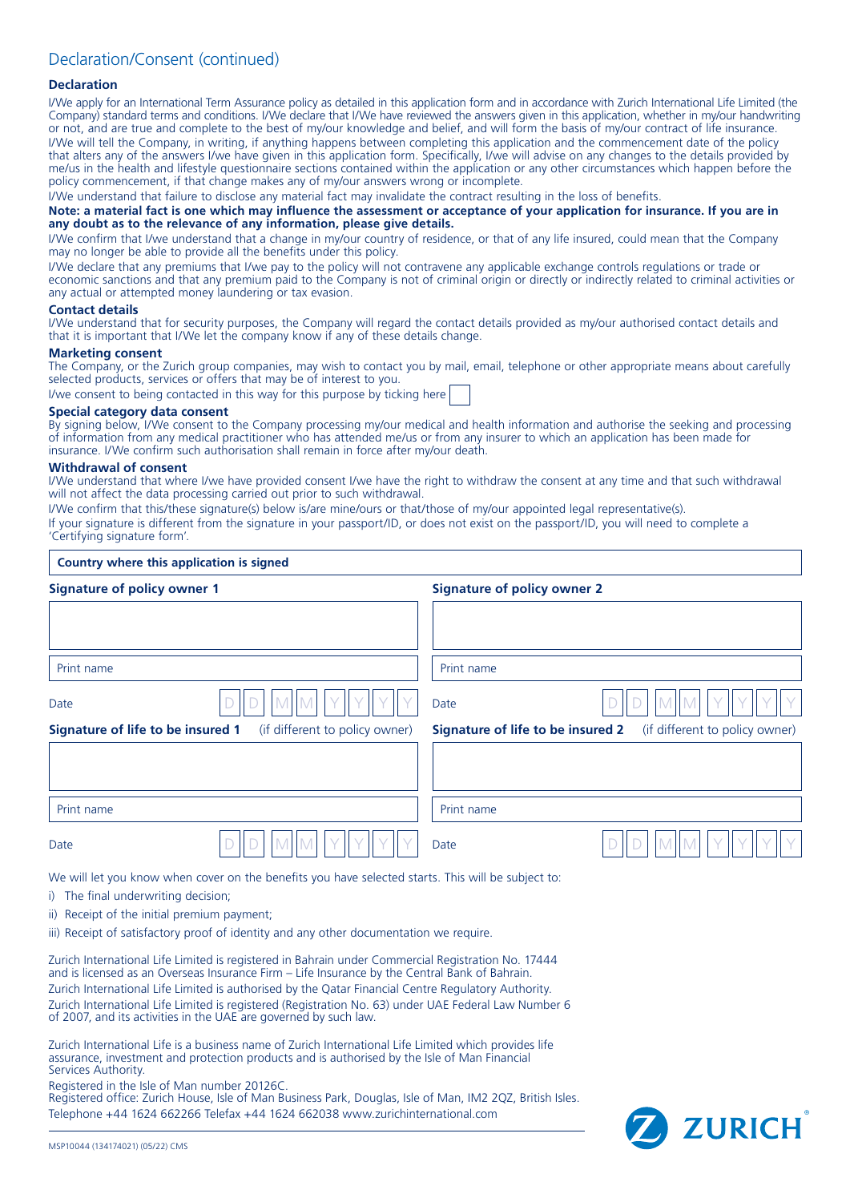## Declaration/Consent (continued)

### Declaration

I/We apply for an International Term Assurance policy as detailed in this application form and in accordance with Zurich International Life Limited (the Company) standard terms and conditions. I/We declare that I/We have reviewed the answers given in this application, whether in my/our handwriting or not, and are true and complete to the best of my/our knowledge and belief, and will form the basis of my/our contract of life insurance.

I/We will tell the Company, in writing, if anything happens between completing this application and the commencement date of the policy that alters any of the answers I/we have given in this application form. Specifically, I/we will advise on any changes to the details provided by me/us in the health and lifestyle questionnaire sections contained within the application or any other circumstances which happen before the policy commencement, if that change makes any of my/our answers wrong or incomplete.

I/We understand that failure to disclose any material fact may invalidate the contract resulting in the loss of benefits.

**Note: a material fact is one which may influence the assessment or acceptance of your application for insurance. If you are in any doubt as to the relevance of any information, please give details.**

I/We confirm that I/we understand that a change in my/our country of residence, or that of any life insured, could mean that the Company may no longer be able to provide all the benefits under this policy.

I/We declare that any premiums that I/we pay to the policy will not contravene any applicable exchange controls regulations or trade or economic sanctions and that any premium paid to the Company is not of criminal origin or directly or indirectly related to criminal activities or any actual or attempted money laundering or tax evasion.

### Contact details

I/We understand that for security purposes, the Company will regard the contact details provided as my/our authorised contact details and that it is important that I/We let the company know if any of these details change.

### Marketing consent

The Company, or the Zurich group companies, may wish to contact you by mail, email, telephone or other appropriate means about carefully selected products, services or offers that may be of interest to you.

I/we consent to being contacted in this way for this purpose by ticking here ☐

### Special category data consent

By signing below, I/We consent to the Company processing my/our medical and health information and authorise the seeking and processing of information from any medical practitioner who has attended me/us or from any insurer to which an application has been made for insurance. I/We confirm such authorisation shall remain in force after my/our death.

### Withdrawal of consent

I/We understand that where I/we have provided consent I/we have the right to withdraw the consent at any time and that such withdrawal will not affect the data processing carried out prior to such withdrawal.

I/We confirm that this/these signature(s) below is/are mine/ours or that/those of my/our appointed legal representative(s).

If your signature is different from the signature in your passport/ID, or does not exist on the passport/ID, you will need to complete a 'Certifying signature form'.

**Country where this application is signed**

| | |
|---|---|
| **Signature of policy owner 1** | **Signature of policy owner 2** |
| | |
| Print name | Print name |
| Date D D M M Y Y Y Y | Date D D M M Y Y Y Y |
| **Signature of life to be insured 1** (if different to policy owner) | **Signature of life to be insured 2** (if different to policy owner) |
| | |
| Print name | Print name |
| Date D D M M Y Y Y Y | Date D D M M Y Y Y Y |

We will let you know when cover on the benefits you have selected starts. This will be subject to:

i) The final underwriting decision;

ii) Receipt of the initial premium payment;

iii) Receipt of satisfactory proof of identity and any other documentation we require.

Zurich International Life Limited is registered in Bahrain under Commercial Registration No. 17444 and is licensed as an Overseas Insurance Firm – Life Insurance by the Central Bank of Bahrain.

Zurich International Life Limited is authorised by the Qatar Financial Centre Regulatory Authority.

Zurich International Life Limited is registered (Registration No. 63) under UAE Federal Law Number 6 of 2007, and its activities in the UAE are governed by such law.

Zurich International Life is a business name of Zurich International Life Limited which provides life assurance, investment and protection products and is authorised by the Isle of Man Financial Services Authority.

Registered in the Isle of Man number 20126C.

Registered office: Zurich House, Isle of Man Business Park, Douglas, Isle of Man, IM2 2QZ, British Isles.

Telephone +44 1624 662266 Telefax +44 1624 662038 www.zurichinternational.com

ZURICH

MSP10044 (134174021) (05/22) CMS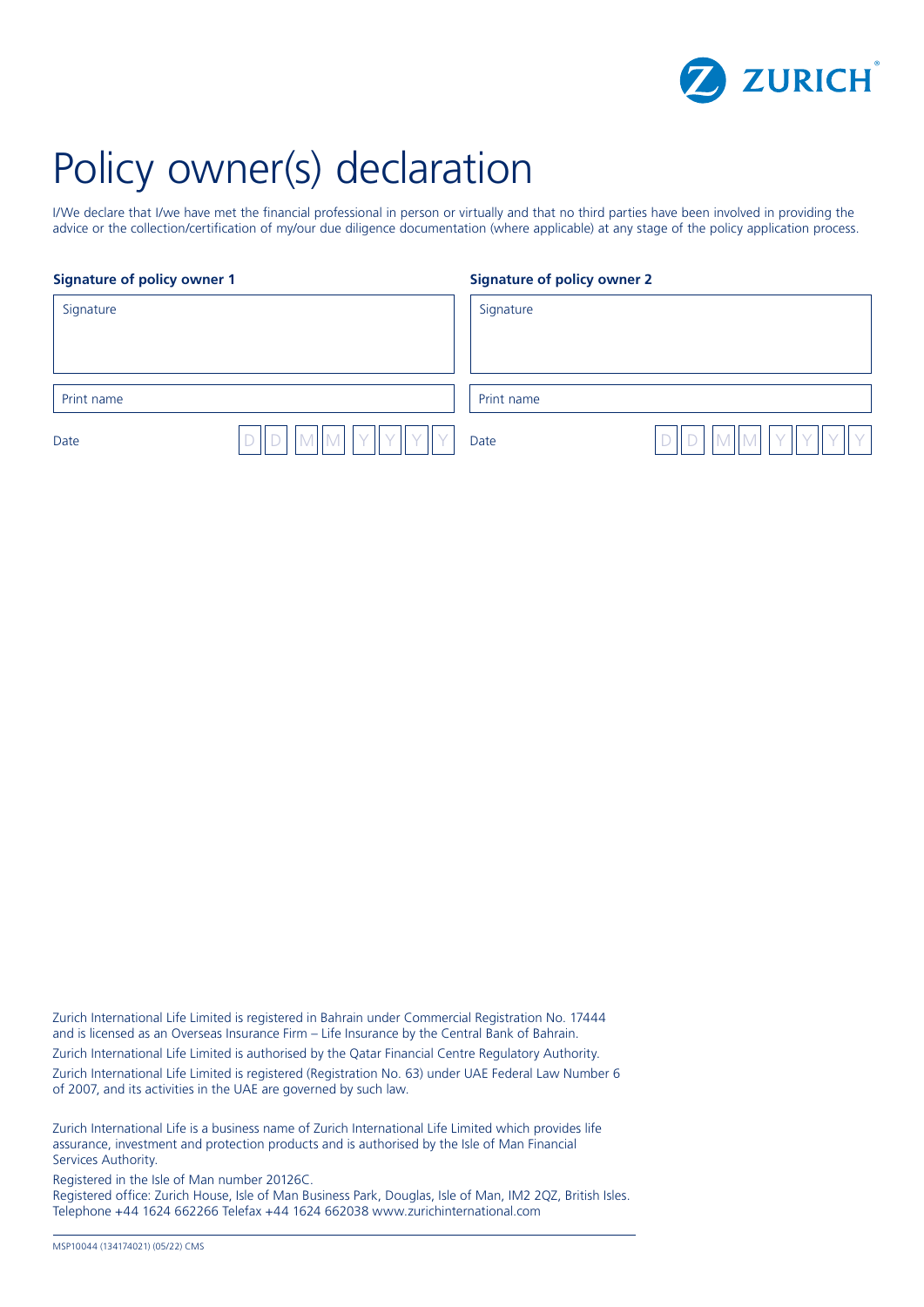# Policy owner(s) declaration

I/We declare that I/we have met the financial professional in person or virtually and that no third parties have been involved in providing the advice or the collection/certification of my/our due diligence documentation (where applicable) at any stage of the policy application process.

**Signature of policy owner 1**

Signature

Print name

Date D D M M Y Y Y Y

**Signature of policy owner 2**

Signature

Print name

Date D D M M Y Y Y Y

Zurich International Life Limited is registered in Bahrain under Commercial Registration No. 17444 and is licensed as an Overseas Insurance Firm – Life Insurance by the Central Bank of Bahrain.

Zurich International Life Limited is authorised by the Qatar Financial Centre Regulatory Authority.

Zurich International Life Limited is registered (Registration No. 63) under UAE Federal Law Number 6 of 2007, and its activities in the UAE are governed by such law.

Zurich International Life is a business name of Zurich International Life Limited which provides life assurance, investment and protection products and is authorised by the Isle of Man Financial Services Authority.

Registered in the Isle of Man number 20126C.
Registered office: Zurich House, Isle of Man Business Park, Douglas, Isle of Man, IM2 2QZ, British Isles.
Telephone +44 1624 662266 Telefax +44 1624 662038 www.zurichinternational.com

MSP10044 (134174021) (05/22) CMS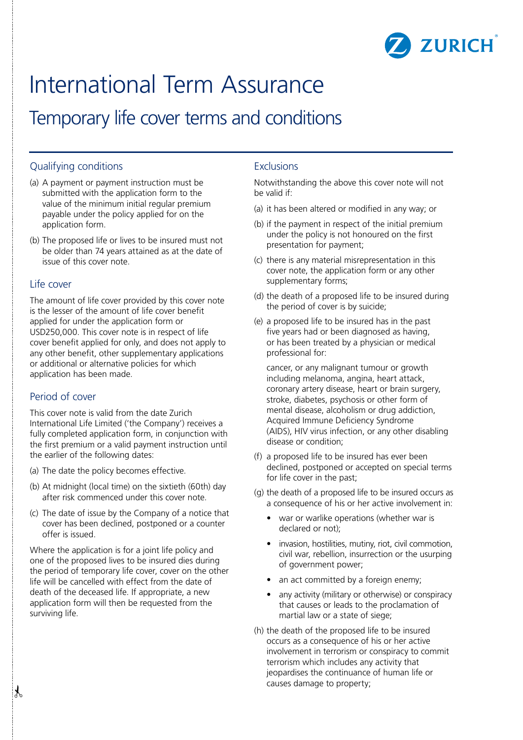# International Term Assurance

## Temporary life cover terms and conditions

### Qualifying conditions

(a) A payment or payment instruction must be submitted with the application form to the value of the minimum initial regular premium payable under the policy applied for on the application form.

(b) The proposed life or lives to be insured must not be older than 74 years attained as at the date of issue of this cover note.

### Life cover

The amount of life cover provided by this cover note is the lesser of the amount of life cover benefit applied for under the application form or USD250,000. This cover note is in respect of life cover benefit applied for only, and does not apply to any other benefit, other supplementary applications or additional or alternative policies for which application has been made.

### Period of cover

This cover note is valid from the date Zurich International Life Limited ('the Company') receives a fully completed application form, in conjunction with the first premium or a valid payment instruction until the earlier of the following dates:

(a) The date the policy becomes effective.

(b) At midnight (local time) on the sixtieth (60th) day after risk commenced under this cover note.

(c) The date of issue by the Company of a notice that cover has been declined, postponed or a counter offer is issued.

Where the application is for a joint life policy and one of the proposed lives to be insured dies during the period of temporary life cover, cover on the other life will be cancelled with effect from the date of death of the deceased life. If appropriate, a new application form will then be requested from the surviving life.

### Exclusions

Notwithstanding the above this cover note will not be valid if:

(a) it has been altered or modified in any way; or

(b) if the payment in respect of the initial premium under the policy is not honoured on the first presentation for payment;

(c) there is any material misrepresentation in this cover note, the application form or any other supplementary forms;

(d) the death of a proposed life to be insured during the period of cover is by suicide;

(e) a proposed life to be insured has in the past five years had or been diagnosed as having, or has been treated by a physician or medical professional for:

cancer, or any malignant tumour or growth including melanoma, angina, heart attack, coronary artery disease, heart or brain surgery, stroke, diabetes, psychosis or other form of mental disease, alcoholism or drug addiction, Acquired Immune Deficiency Syndrome (AIDS), HIV virus infection, or any other disabling disease or condition;

(f) a proposed life to be insured has ever been declined, postponed or accepted on special terms for life cover in the past;

(g) the death of a proposed life to be insured occurs as a consequence of his or her active involvement in:

- war or warlike operations (whether war is declared or not);
- invasion, hostilities, mutiny, riot, civil commotion, civil war, rebellion, insurrection or the usurping of government power;
- an act committed by a foreign enemy;
- any activity (military or otherwise) or conspiracy that causes or leads to the proclamation of martial law or a state of siege;

(h) the death of the proposed life to be insured occurs as a consequence of his or her active involvement in terrorism or conspiracy to commit terrorism which includes any activity that jeopardises the continuance of human life or causes damage to property;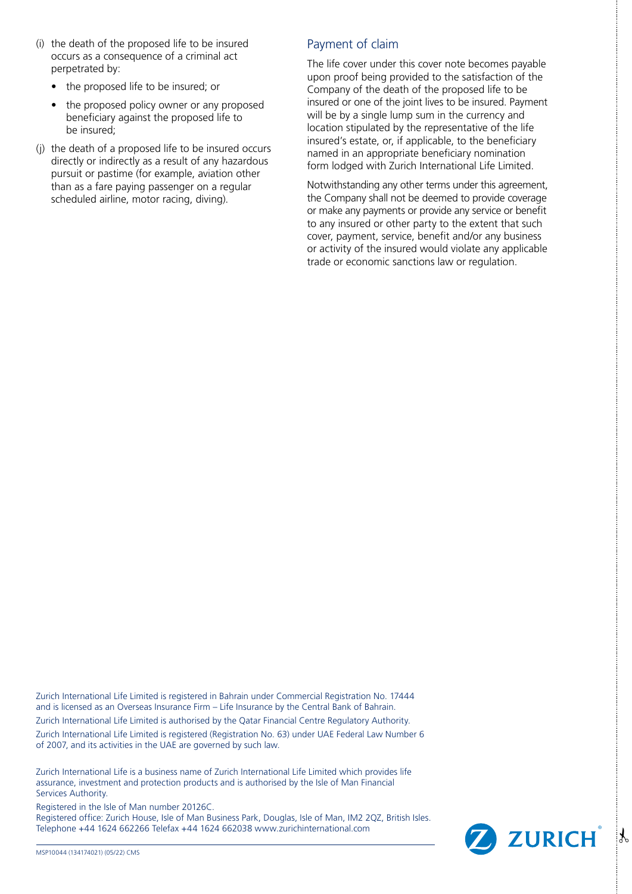(i) the death of the proposed life to be insured occurs as a consequence of a criminal act perpetrated by:

- the proposed life to be insured; or
- the proposed policy owner or any proposed beneficiary against the proposed life to be insured;

(j) the death of a proposed life to be insured occurs directly or indirectly as a result of any hazardous pursuit or pastime (for example, aviation other than as a fare paying passenger on a regular scheduled airline, motor racing, diving).

## Payment of claim

The life cover under this cover note becomes payable upon proof being provided to the satisfaction of the Company of the death of the proposed life to be insured or one of the joint lives to be insured. Payment will be by a single lump sum in the currency and location stipulated by the representative of the life insured's estate, or, if applicable, to the beneficiary named in an appropriate beneficiary nomination form lodged with Zurich International Life Limited.

Notwithstanding any other terms under this agreement, the Company shall not be deemed to provide coverage or make any payments or provide any service or benefit to any insured or other party to the extent that such cover, payment, service, benefit and/or any business or activity of the insured would violate any applicable trade or economic sanctions law or regulation.

Zurich International Life Limited is registered in Bahrain under Commercial Registration No. 17444 and is licensed as an Overseas Insurance Firm – Life Insurance by the Central Bank of Bahrain.

Zurich International Life Limited is authorised by the Qatar Financial Centre Regulatory Authority.

Zurich International Life Limited is registered (Registration No. 63) under UAE Federal Law Number 6 of 2007, and its activities in the UAE are governed by such law.

Zurich International Life is a business name of Zurich International Life Limited which provides life assurance, investment and protection products and is authorised by the Isle of Man Financial Services Authority.

Registered in the Isle of Man number 20126C.
Registered office: Zurich House, Isle of Man Business Park, Douglas, Isle of Man, IM2 2QZ, British Isles.
Telephone +44 1624 662266 Telefax +44 1624 662038 www.zurichinternational.com

ZURICH

MSP10044 (134174021) (05/22) CMS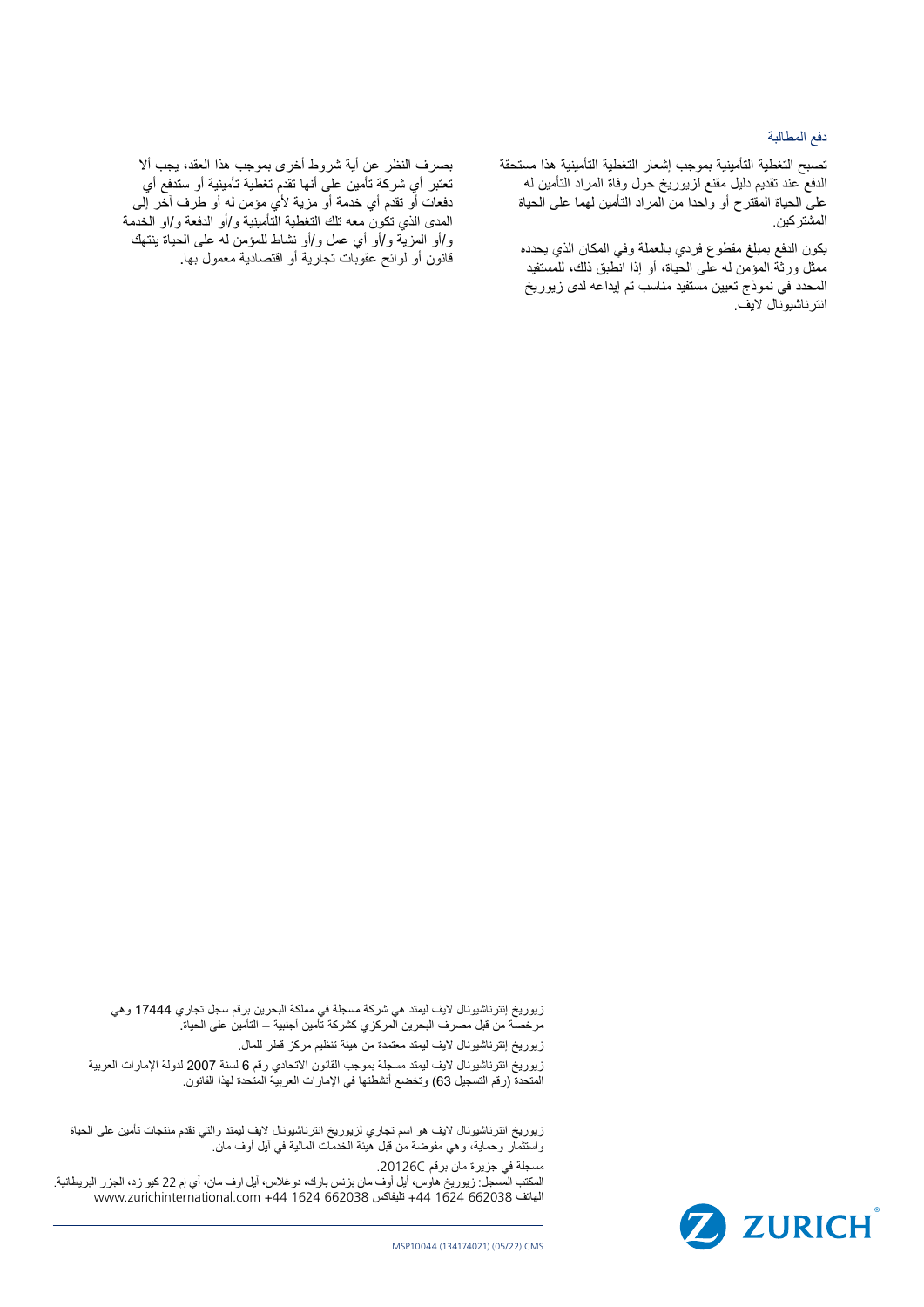## دفع المطالبة

تصبح التغطية التأمينية بموجب إشعار التغطية التأمينية هذا مستحقة الدفع عند تقديم دليل مقنع لزيوريخ حول وفاة المراد التأمين له على الحياة المقترح أو واحدا من المراد التأمين لهما على الحياة المشتركين.

يكون الدفع بمبلغ مقطوع فردي بالعملة وفي المكان الذي يحدده ممثل ورثة المؤمن له على الحياة، أو إذا انطبق ذلك، للمستفيد المحدد في نموذج تعيين مستفيد مناسب تم إيداعه لدى زيوريخ انترناشيونال لايف.

بصرف النظر عن أية شروط أخرى بموجب هذا العقد، يجب ألا تعتبر أي شركة تأمين على أنها تقدم تغطية تأمينية أو ستدفع أي دفعات أو تقدم أي خدمة أو مزية لأي مؤمن له أو طرف آخر إلى المدى الذي تكون معه تلك التغطية التأمينية و/أو الدفعة و/او الخدمة و/أو المزية و/أو أي عمل و/أو نشاط للمؤمن له على الحياة ينتهك قانون أو لوائح عقوبات تجارية أو اقتصادية معمول بها.

زيوريخ إنترناشيونال لايف ليمتد هي شركة مسجلة في مملكة البحرين برقم سجل تجاري 17444 وهي مرخصة من قبل مصرف البحرين المركزي كشركة تأمين أجنبية – التأمين على الحياة.

زيوريخ إنترناشيونال لايف ليمتد معتمدة من هيئة تنظيم مركز قطر للمال.

زيوريخ انترناشيونال لايف ليمتد مسجلة بموجب القانون الاتحادي رقم 6 لسنة 2007 لدولة الإمارات العربية المتحدة (رقم التسجيل 63) وتخضع أنشطتها في الإمارات العربية المتحدة لهذا القانون.

زيوريخ انترناشيونال لايف هو اسم تجاري لزيوريخ انترناشيونال لايف ليمتد والتي تقدم منتجات تأمين على الحياة واستثمار وحماية، وهي مفوضة من قبل هيئة الخدمات المالية في أيل أوف مان.

مسجلة في جزيرة مان برقم 20126C.

المكتب المسجل: زيوريخ هاوس، أيل أوف مان بزنس بارك، دوغلاس، أيل اوف مان، آي إم 22 كيو زد، الجزر البريطانية.

الهاتف 662038 1624 44+ تليفاكس 662038 1624 44+ www.zurichinternational.com

ZURICH

MSP10044 (134174021) (05/22) CMS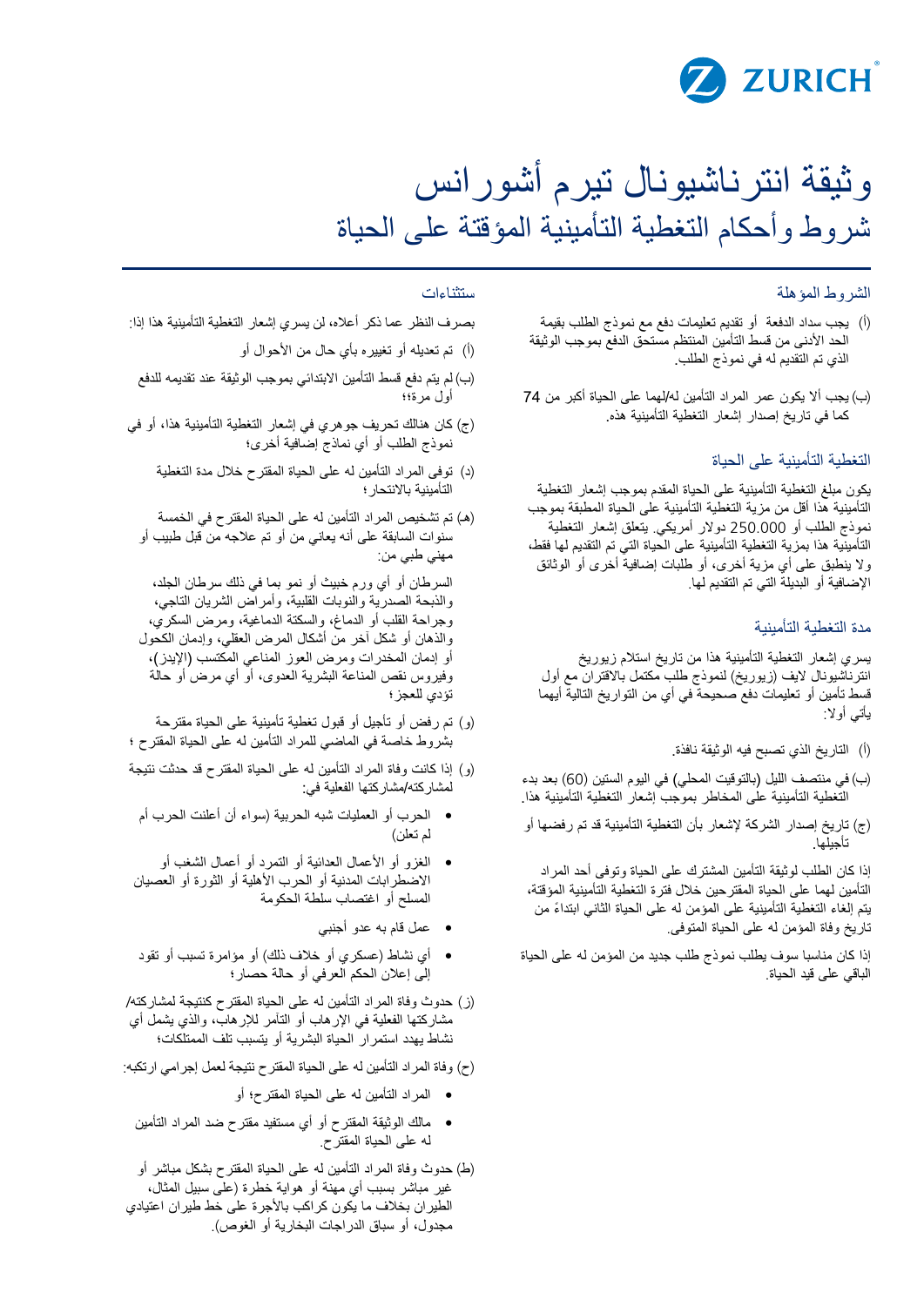ZURICH

# وثيقة انترناشيونال تيرم أشورانس
## شروط وأحكام التغطية التأمينية المؤقتة على الحياة

### الشروط المؤهلة

(أ) يجب سداد الدفعة أو تقديم تعليمات دفع مع نموذج الطلب بقيمة الحد الأدنى من قسط التأمين المنتظم مستحق الدفع بموجب الوثيقة الذي تم التقديم له في نموذج الطلب.

(ب) يجب ألا يكون عمر المراد التأمين له/لهما على الحياة أكبر من 74 كما في تاريخ إصدار إشعار التغطية التأمينية هذه.

### التغطية التأمينية على الحياة

يكون مبلغ التغطية التأمينية على الحياة المقدم بموجب إشعار التغطية التأمينية هذا أقل من مزية التغطية التأمينية على الحياة المطبقة بموجب نموذج الطلب أو 250.000 دولار أمريكي. يتعلق إشعار التغطية التأمينية هذا بمزية التغطية التأمينية على الحياة التي تم التقديم لها فقط، ولا ينطبق على أي مزية أخرى، أو طلبات إضافية أخرى أو الوثائق الإضافية أو البديلة التي تم التقديم لها.

### مدة التغطية التأمينية

يسري إشعار التغطية التأمينية هذا من تاريخ استلام زيوريخ انترناشيونال لايف (زيوريخ) لنموذج طلب مكتمل بالاقتران مع أول قسط تأمين أو تعليمات دفع صحيحة في أي من التواريخ التالية أيهما يأتي أولا:

(أ) التاريخ الذي تصبح فيه الوثيقة نافذة.

(ب) في منتصف الليل (بالتوقيت المحلي) في اليوم الستين (60) بعد بدء التغطية التأمينية على المخاطر بموجب إشعار التغطية التأمينية هذا.

(ج) تاريخ إصدار الشركة لإشعار بأن التغطية التأمينية قد تم رفضها أو تأجيلها.

إذا كان الطلب لوثيقة التأمين المشترك على الحياة وتوفى أحد المراد التأمين لهما على الحياة المقترحين خلال فترة التغطية التأمينية المؤقتة، يتم إلغاء التغطية التأمينية على المؤمن له على الحياة الثاني ابتداءً من تاريخ وفاة المؤمن له على الحياة المتوفى.

إذا كان مناسبا سوف يطلب نموذج طلب جديد من المؤمن له على الحياة الباقي على قيد الحياة.

### ستثناءات

بصرف النظر عما ذكر أعلاه، لن يسري إشعار التغطية التأمينية هذا إذا:

(أ) تم تعديله أو تغييره بأي حال من الأحوال أو

(ب) لم يتم دفع قسط التأمين الابتدائي بموجب الوثيقة عند تقديمه للدفع أول مرة؛؛

(ج) كان هنالك تحريف جوهري في إشعار التغطية التأمينية هذا، أو في نموذج الطلب أو أي نماذج إضافية أخرى؛

(د) توفى المراد التأمين له على الحياة المقترح خلال مدة التغطية التأمينية بالانتحار؛

(هـ) تم تشخيص المراد التأمين له على الحياة المقترح في الخمسة سنوات السابقة على أنه يعاني من أو تم علاجه من قبل طبيب أو مهني طبي من:

السرطان أو أي ورم خبيث أو نمو بما في ذلك سرطان الجلد، والذبحة الصدرية والنوبات القلبية، وأمراض الشريان التاجي، وجراحة القلب أو الدماغ، والسكتة الدماغية، ومرض السكري، والذهان أو شكل آخر من أشكال المرض العقلي، وإدمان الكحول أو إدمان المخدرات ومرض العوز المناعي المكتسب (الإيدز)، وفيروس نقص المناعة البشرية العدوى، أو أي مرض أو حالة تؤدي للعجز؛

(و) تم رفض أو تأجيل أو قبول تغطية تأمينية على الحياة مقترحة بشروط خاصة في الماضي للمراد التأمين له على الحياة المقترح ؛

(و) إذا كانت وفاة المراد التأمين له على الحياة المقترح قد حدثت نتيجة لمشاركته/مشاركتها الفعلية في:

- الحرب أو العمليات شبه الحربية (سواء أن أعلنت الحرب أم لم تعلن)
- الغزو أو الأعمال العدائية أو التمرد أو أعمال الشغب أو الاضطرابات المدنية أو الحرب الأهلية أو الثورة أو العصيان المسلح أو اغتصاب سلطة الحكومة
- عمل قام به عدو أجنبي
- أي نشاط (عسكري أو خلاف ذلك) أو مؤامرة تسبب أو تقود إلى إعلان الحكم العرفي أو حالة حصار؛

(ز) حدوث وفاة المراد التأمين له على الحياة المقترح كنتيجة لمشاركته/ مشاركتها الفعلية في الإرهاب أو التآمر للإرهاب، والذي يشمل أي نشاط يهدد استمرار الحياة البشرية أو يتسبب تلف الممتلكات؛

(ح) وفاة المراد التأمين له على الحياة المقترح نتيجة لعمل إجرامي ارتكبه:

- المراد التأمين له على الحياة المقترح؛ أو
- مالك الوثيقة المقترح أو أي مستفيد مقترح ضد المراد التأمين له على الحياة المقترح.

(ط) حدوث وفاة المراد التأمين له على الحياة المقترح بشكل مباشر أو غير مباشر بسبب أي مهنة أو هواية خطرة (على سبيل المثال، الطيران بخلاف ما يكون كراكب بالأجرة على خط طيران اعتيادي مجدول، أو سباق الدراجات البخارية أو الغوص).